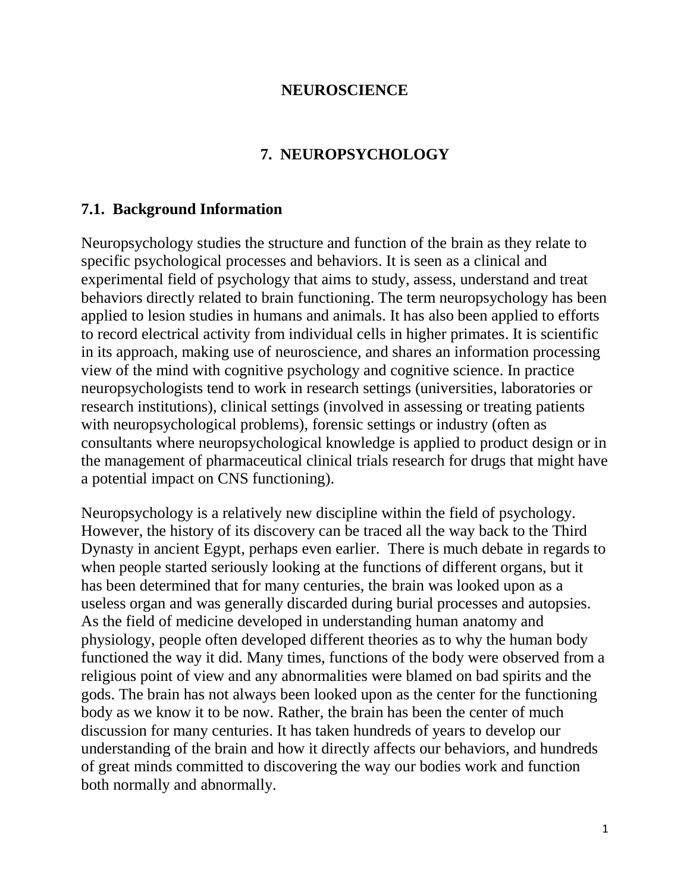# NEUROSCIENCE

## 7. NEUROPSYCHOLOGY

### 7.1. Background Information

Neuropsychology studies the structure and function of the brain as they relate to specific psychological processes and behaviors. It is seen as a clinical and experimental field of psychology that aims to study, assess, understand and treat behaviors directly related to brain functioning. The term neuropsychology has been applied to lesion studies in humans and animals. It has also been applied to efforts to record electrical activity from individual cells in higher primates. It is scientific in its approach, making use of neuroscience, and shares an information processing view of the mind with cognitive psychology and cognitive science. In practice neuropsychologists tend to work in research settings (universities, laboratories or research institutions), clinical settings (involved in assessing or treating patients with neuropsychological problems), forensic settings or industry (often as consultants where neuropsychological knowledge is applied to product design or in the management of pharmaceutical clinical trials research for drugs that might have a potential impact on CNS functioning).

Neuropsychology is a relatively new discipline within the field of psychology. However, the history of its discovery can be traced all the way back to the Third Dynasty in ancient Egypt, perhaps even earlier. There is much debate in regards to when people started seriously looking at the functions of different organs, but it has been determined that for many centuries, the brain was looked upon as a useless organ and was generally discarded during burial processes and autopsies. As the field of medicine developed in understanding human anatomy and physiology, people often developed different theories as to why the human body functioned the way it did. Many times, functions of the body were observed from a religious point of view and any abnormalities were blamed on bad spirits and the gods. The brain has not always been looked upon as the center for the functioning body as we know it to be now. Rather, the brain has been the center of much discussion for many centuries. It has taken hundreds of years to develop our understanding of the brain and how it directly affects our behaviors, and hundreds of great minds committed to discovering the way our bodies work and function both normally and abnormally.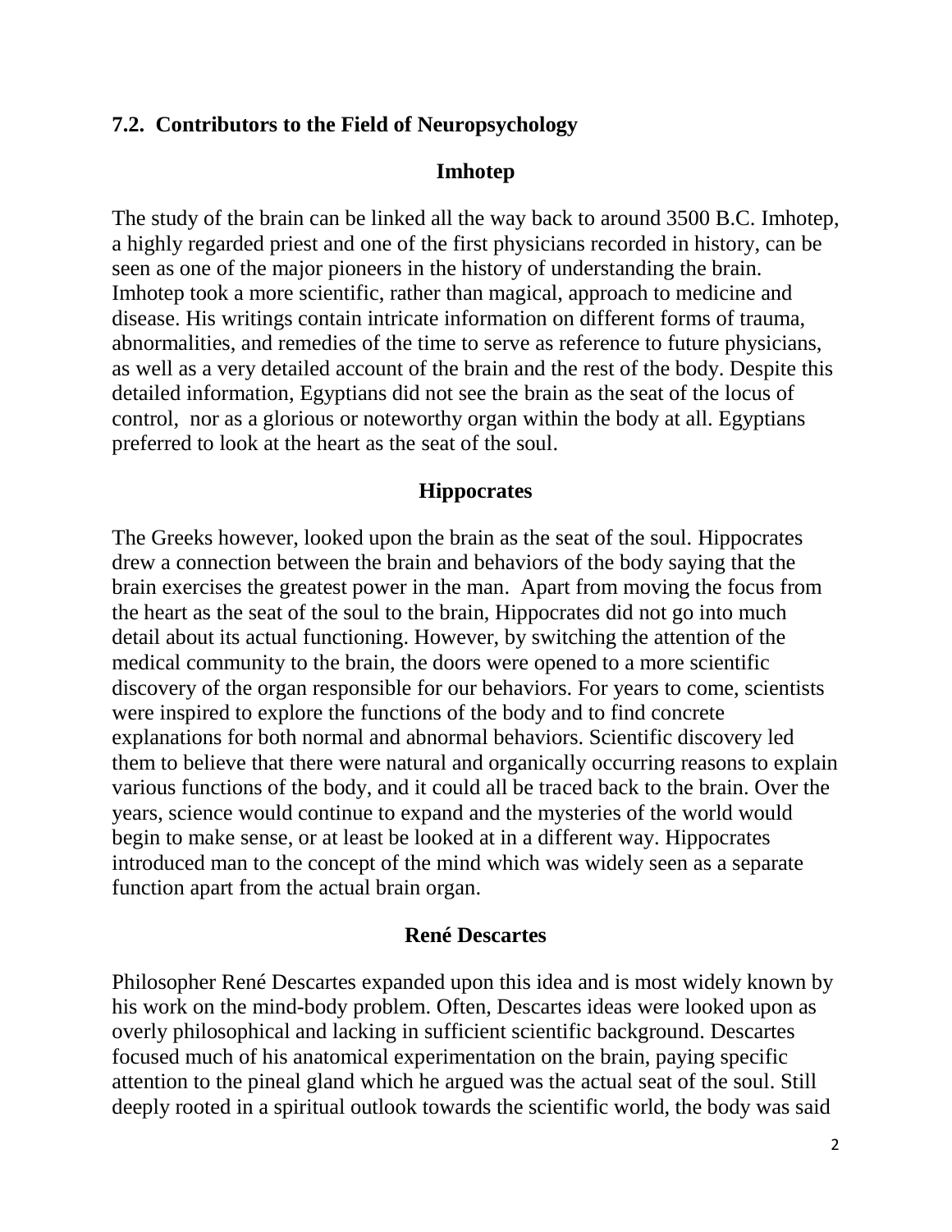## 7.2. Contributors to the Field of Neuropsychology

### Imhotep

The study of the brain can be linked all the way back to around 3500 B.C. Imhotep, a highly regarded priest and one of the first physicians recorded in history, can be seen as one of the major pioneers in the history of understanding the brain. Imhotep took a more scientific, rather than magical, approach to medicine and disease. His writings contain intricate information on different forms of trauma, abnormalities, and remedies of the time to serve as reference to future physicians, as well as a very detailed account of the brain and the rest of the body. Despite this detailed information, Egyptians did not see the brain as the seat of the locus of control, nor as a glorious or noteworthy organ within the body at all. Egyptians preferred to look at the heart as the seat of the soul.

### Hippocrates

The Greeks however, looked upon the brain as the seat of the soul. Hippocrates drew a connection between the brain and behaviors of the body saying that the brain exercises the greatest power in the man. Apart from moving the focus from the heart as the seat of the soul to the brain, Hippocrates did not go into much detail about its actual functioning. However, by switching the attention of the medical community to the brain, the doors were opened to a more scientific discovery of the organ responsible for our behaviors. For years to come, scientists were inspired to explore the functions of the body and to find concrete explanations for both normal and abnormal behaviors. Scientific discovery led them to believe that there were natural and organically occurring reasons to explain various functions of the body, and it could all be traced back to the brain. Over the years, science would continue to expand and the mysteries of the world would begin to make sense, or at least be looked at in a different way. Hippocrates introduced man to the concept of the mind which was widely seen as a separate function apart from the actual brain organ.

### René Descartes

Philosopher René Descartes expanded upon this idea and is most widely known by his work on the mind-body problem. Often, Descartes ideas were looked upon as overly philosophical and lacking in sufficient scientific background. Descartes focused much of his anatomical experimentation on the brain, paying specific attention to the pineal gland which he argued was the actual seat of the soul. Still deeply rooted in a spiritual outlook towards the scientific world, the body was said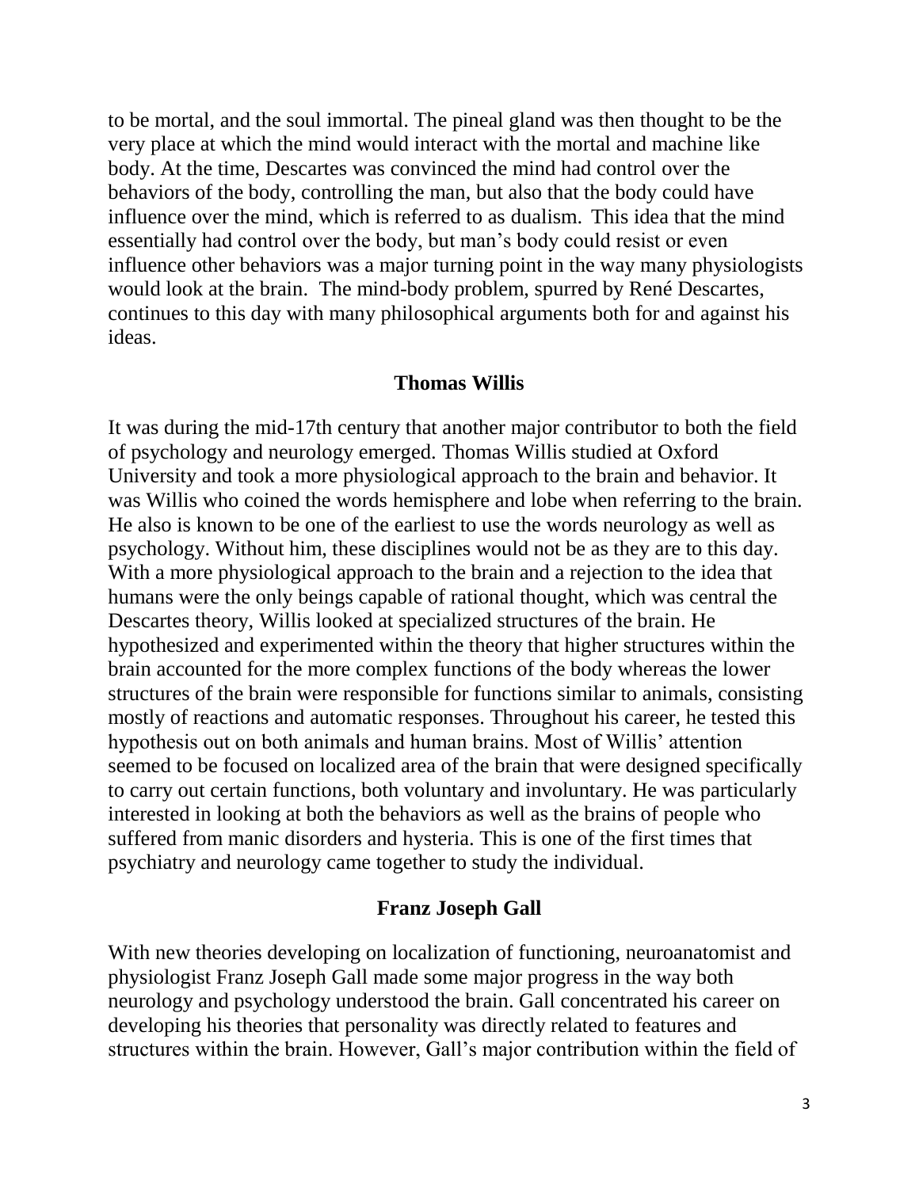to be mortal, and the soul immortal. The pineal gland was then thought to be the very place at which the mind would interact with the mortal and machine like body. At the time, Descartes was convinced the mind had control over the behaviors of the body, controlling the man, but also that the body could have influence over the mind, which is referred to as dualism. This idea that the mind essentially had control over the body, but man's body could resist or even influence other behaviors was a major turning point in the way many physiologists would look at the brain. The mind-body problem, spurred by René Descartes, continues to this day with many philosophical arguments both for and against his ideas.

## Thomas Willis

It was during the mid-17th century that another major contributor to both the field of psychology and neurology emerged. Thomas Willis studied at Oxford University and took a more physiological approach to the brain and behavior. It was Willis who coined the words hemisphere and lobe when referring to the brain. He also is known to be one of the earliest to use the words neurology as well as psychology. Without him, these disciplines would not be as they are to this day. With a more physiological approach to the brain and a rejection to the idea that humans were the only beings capable of rational thought, which was central the Descartes theory, Willis looked at specialized structures of the brain. He hypothesized and experimented within the theory that higher structures within the brain accounted for the more complex functions of the body whereas the lower structures of the brain were responsible for functions similar to animals, consisting mostly of reactions and automatic responses. Throughout his career, he tested this hypothesis out on both animals and human brains. Most of Willis' attention seemed to be focused on localized area of the brain that were designed specifically to carry out certain functions, both voluntary and involuntary. He was particularly interested in looking at both the behaviors as well as the brains of people who suffered from manic disorders and hysteria. This is one of the first times that psychiatry and neurology came together to study the individual.

## Franz Joseph Gall

With new theories developing on localization of functioning, neuroanatomist and physiologist Franz Joseph Gall made some major progress in the way both neurology and psychology understood the brain. Gall concentrated his career on developing his theories that personality was directly related to features and structures within the brain. However, Gall's major contribution within the field of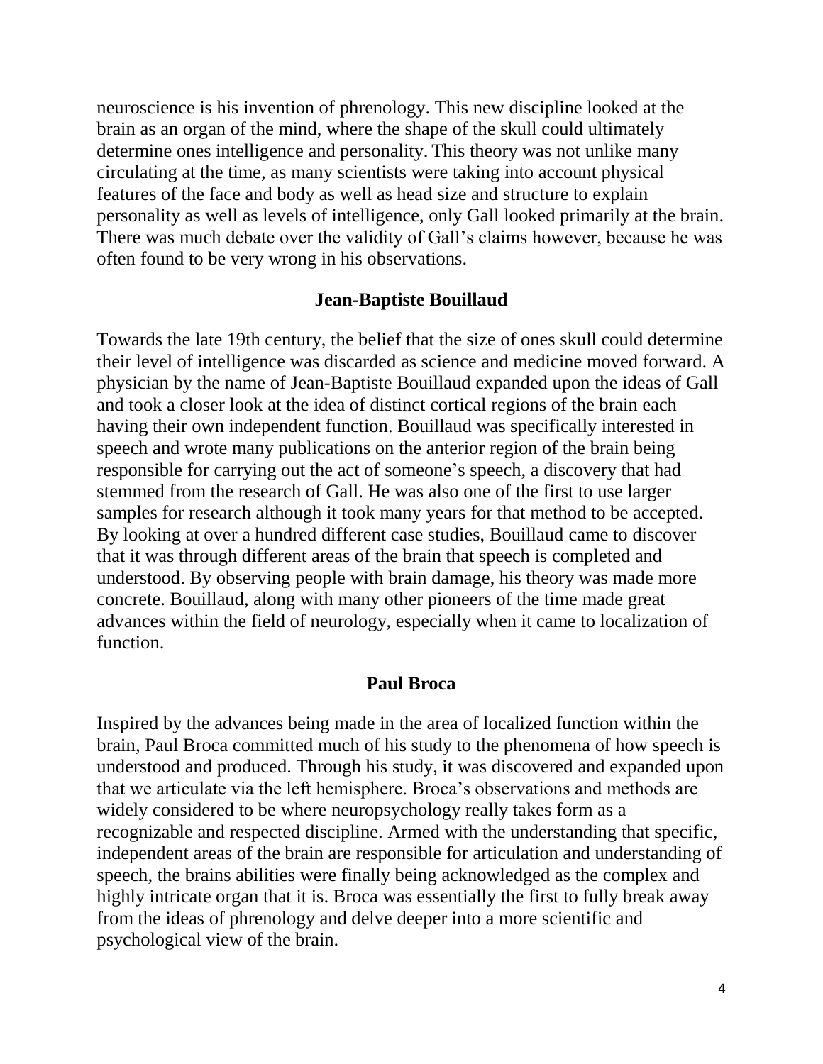neuroscience is his invention of phrenology. This new discipline looked at the brain as an organ of the mind, where the shape of the skull could ultimately determine ones intelligence and personality. This theory was not unlike many circulating at the time, as many scientists were taking into account physical features of the face and body as well as head size and structure to explain personality as well as levels of intelligence, only Gall looked primarily at the brain. There was much debate over the validity of Gall's claims however, because he was often found to be very wrong in his observations.

## Jean-Baptiste Bouillaud

Towards the late 19th century, the belief that the size of ones skull could determine their level of intelligence was discarded as science and medicine moved forward. A physician by the name of Jean-Baptiste Bouillaud expanded upon the ideas of Gall and took a closer look at the idea of distinct cortical regions of the brain each having their own independent function. Bouillaud was specifically interested in speech and wrote many publications on the anterior region of the brain being responsible for carrying out the act of someone's speech, a discovery that had stemmed from the research of Gall. He was also one of the first to use larger samples for research although it took many years for that method to be accepted. By looking at over a hundred different case studies, Bouillaud came to discover that it was through different areas of the brain that speech is completed and understood. By observing people with brain damage, his theory was made more concrete. Bouillaud, along with many other pioneers of the time made great advances within the field of neurology, especially when it came to localization of function.

## Paul Broca

Inspired by the advances being made in the area of localized function within the brain, Paul Broca committed much of his study to the phenomena of how speech is understood and produced. Through his study, it was discovered and expanded upon that we articulate via the left hemisphere. Broca's observations and methods are widely considered to be where neuropsychology really takes form as a recognizable and respected discipline. Armed with the understanding that specific, independent areas of the brain are responsible for articulation and understanding of speech, the brains abilities were finally being acknowledged as the complex and highly intricate organ that it is. Broca was essentially the first to fully break away from the ideas of phrenology and delve deeper into a more scientific and psychological view of the brain.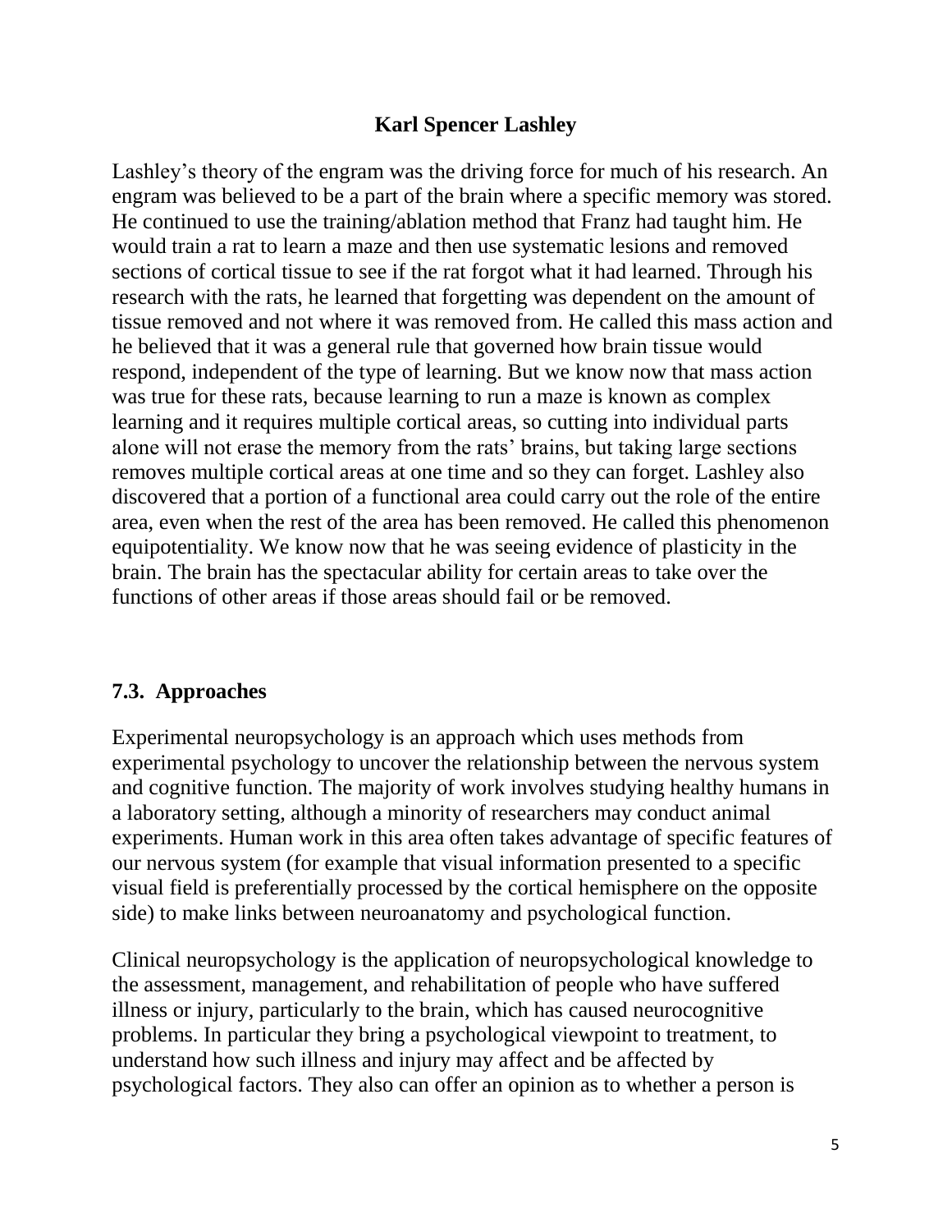**Karl Spencer Lashley**

Lashley's theory of the engram was the driving force for much of his research. An engram was believed to be a part of the brain where a specific memory was stored. He continued to use the training/ablation method that Franz had taught him. He would train a rat to learn a maze and then use systematic lesions and removed sections of cortical tissue to see if the rat forgot what it had learned. Through his research with the rats, he learned that forgetting was dependent on the amount of tissue removed and not where it was removed from. He called this mass action and he believed that it was a general rule that governed how brain tissue would respond, independent of the type of learning. But we know now that mass action was true for these rats, because learning to run a maze is known as complex learning and it requires multiple cortical areas, so cutting into individual parts alone will not erase the memory from the rats' brains, but taking large sections removes multiple cortical areas at one time and so they can forget. Lashley also discovered that a portion of a functional area could carry out the role of the entire area, even when the rest of the area has been removed. He called this phenomenon equipotentiality. We know now that he was seeing evidence of plasticity in the brain. The brain has the spectacular ability for certain areas to take over the functions of other areas if those areas should fail or be removed.

## 7.3. Approaches

Experimental neuropsychology is an approach which uses methods from experimental psychology to uncover the relationship between the nervous system and cognitive function. The majority of work involves studying healthy humans in a laboratory setting, although a minority of researchers may conduct animal experiments. Human work in this area often takes advantage of specific features of our nervous system (for example that visual information presented to a specific visual field is preferentially processed by the cortical hemisphere on the opposite side) to make links between neuroanatomy and psychological function.

Clinical neuropsychology is the application of neuropsychological knowledge to the assessment, management, and rehabilitation of people who have suffered illness or injury, particularly to the brain, which has caused neurocognitive problems. In particular they bring a psychological viewpoint to treatment, to understand how such illness and injury may affect and be affected by psychological factors. They also can offer an opinion as to whether a person is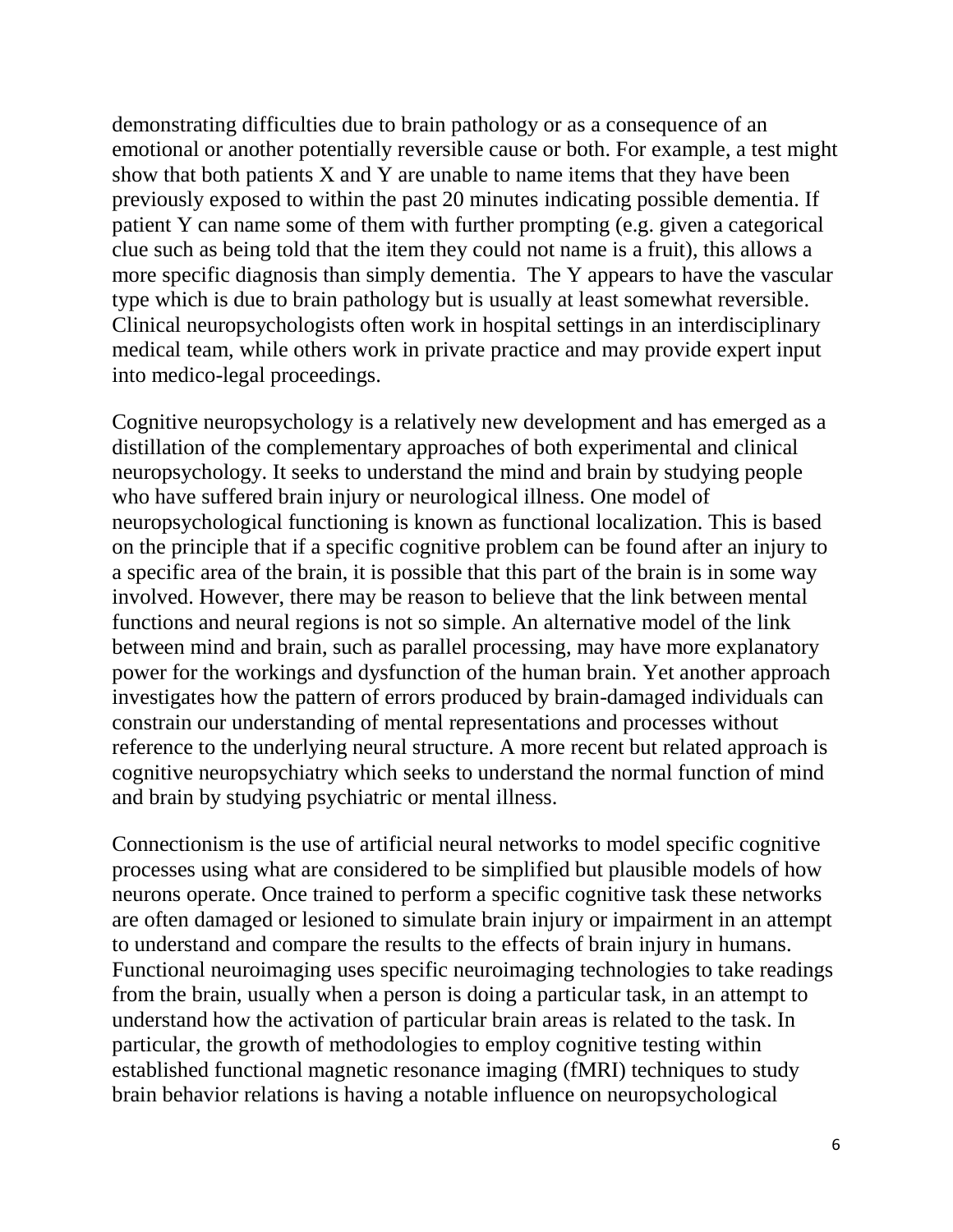demonstrating difficulties due to brain pathology or as a consequence of an emotional or another potentially reversible cause or both. For example, a test might show that both patients X and Y are unable to name items that they have been previously exposed to within the past 20 minutes indicating possible dementia. If patient Y can name some of them with further prompting (e.g. given a categorical clue such as being told that the item they could not name is a fruit), this allows a more specific diagnosis than simply dementia.  The Y appears to have the vascular type which is due to brain pathology but is usually at least somewhat reversible. Clinical neuropsychologists often work in hospital settings in an interdisciplinary medical team, while others work in private practice and may provide expert input into medico-legal proceedings.

Cognitive neuropsychology is a relatively new development and has emerged as a distillation of the complementary approaches of both experimental and clinical neuropsychology. It seeks to understand the mind and brain by studying people who have suffered brain injury or neurological illness. One model of neuropsychological functioning is known as functional localization. This is based on the principle that if a specific cognitive problem can be found after an injury to a specific area of the brain, it is possible that this part of the brain is in some way involved. However, there may be reason to believe that the link between mental functions and neural regions is not so simple. An alternative model of the link between mind and brain, such as parallel processing, may have more explanatory power for the workings and dysfunction of the human brain. Yet another approach investigates how the pattern of errors produced by brain-damaged individuals can constrain our understanding of mental representations and processes without reference to the underlying neural structure. A more recent but related approach is cognitive neuropsychiatry which seeks to understand the normal function of mind and brain by studying psychiatric or mental illness.

Connectionism is the use of artificial neural networks to model specific cognitive processes using what are considered to be simplified but plausible models of how neurons operate. Once trained to perform a specific cognitive task these networks are often damaged or lesioned to simulate brain injury or impairment in an attempt to understand and compare the results to the effects of brain injury in humans. Functional neuroimaging uses specific neuroimaging technologies to take readings from the brain, usually when a person is doing a particular task, in an attempt to understand how the activation of particular brain areas is related to the task. In particular, the growth of methodologies to employ cognitive testing within established functional magnetic resonance imaging (fMRI) techniques to study brain behavior relations is having a notable influence on neuropsychological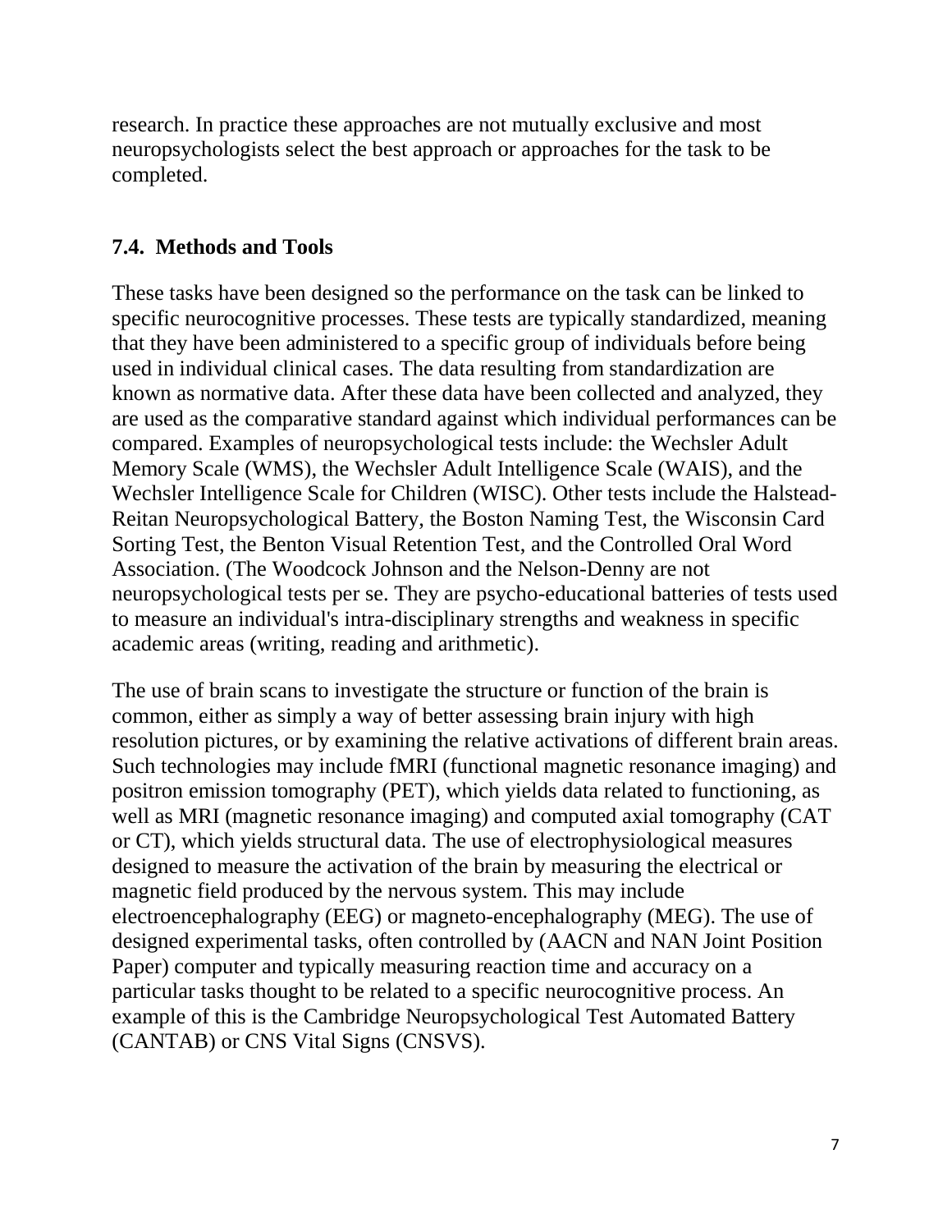research. In practice these approaches are not mutually exclusive and most neuropsychologists select the best approach or approaches for the task to be completed.

### 7.4. Methods and Tools

These tasks have been designed so the performance on the task can be linked to specific neurocognitive processes. These tests are typically standardized, meaning that they have been administered to a specific group of individuals before being used in individual clinical cases. The data resulting from standardization are known as normative data. After these data have been collected and analyzed, they are used as the comparative standard against which individual performances can be compared. Examples of neuropsychological tests include: the Wechsler Adult Memory Scale (WMS), the Wechsler Adult Intelligence Scale (WAIS), and the Wechsler Intelligence Scale for Children (WISC). Other tests include the Halstead-Reitan Neuropsychological Battery, the Boston Naming Test, the Wisconsin Card Sorting Test, the Benton Visual Retention Test, and the Controlled Oral Word Association. (The Woodcock Johnson and the Nelson-Denny are not neuropsychological tests per se. They are psycho-educational batteries of tests used to measure an individual's intra-disciplinary strengths and weakness in specific academic areas (writing, reading and arithmetic).

The use of brain scans to investigate the structure or function of the brain is common, either as simply a way of better assessing brain injury with high resolution pictures, or by examining the relative activations of different brain areas. Such technologies may include fMRI (functional magnetic resonance imaging) and positron emission tomography (PET), which yields data related to functioning, as well as MRI (magnetic resonance imaging) and computed axial tomography (CAT or CT), which yields structural data. The use of electrophysiological measures designed to measure the activation of the brain by measuring the electrical or magnetic field produced by the nervous system. This may include electroencephalography (EEG) or magneto-encephalography (MEG). The use of designed experimental tasks, often controlled by (AACN and NAN Joint Position Paper) computer and typically measuring reaction time and accuracy on a particular tasks thought to be related to a specific neurocognitive process. An example of this is the Cambridge Neuropsychological Test Automated Battery (CANTAB) or CNS Vital Signs (CNSVS).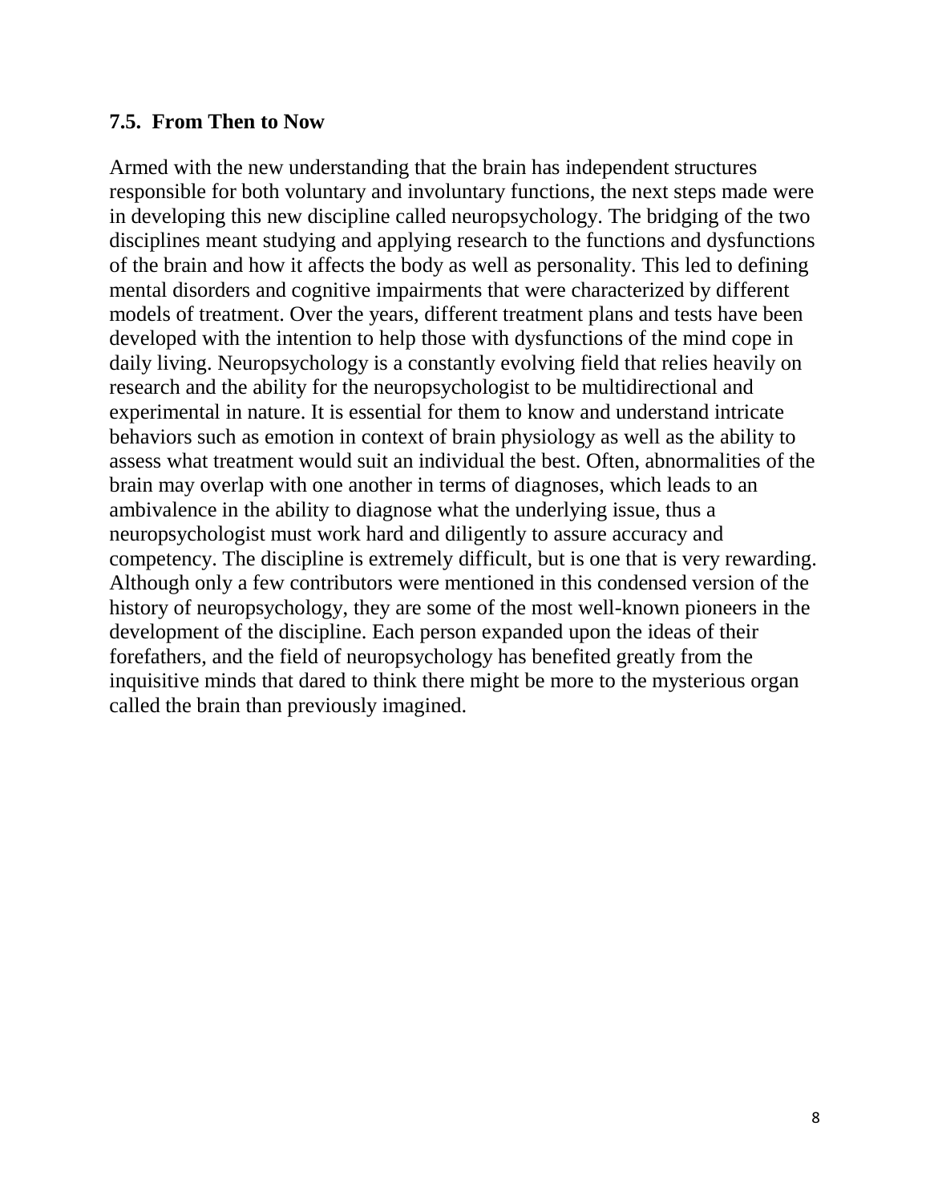### 7.5. From Then to Now

Armed with the new understanding that the brain has independent structures responsible for both voluntary and involuntary functions, the next steps made were in developing this new discipline called neuropsychology. The bridging of the two disciplines meant studying and applying research to the functions and dysfunctions of the brain and how it affects the body as well as personality. This led to defining mental disorders and cognitive impairments that were characterized by different models of treatment. Over the years, different treatment plans and tests have been developed with the intention to help those with dysfunctions of the mind cope in daily living. Neuropsychology is a constantly evolving field that relies heavily on research and the ability for the neuropsychologist to be multidirectional and experimental in nature. It is essential for them to know and understand intricate behaviors such as emotion in context of brain physiology as well as the ability to assess what treatment would suit an individual the best. Often, abnormalities of the brain may overlap with one another in terms of diagnoses, which leads to an ambivalence in the ability to diagnose what the underlying issue, thus a neuropsychologist must work hard and diligently to assure accuracy and competency. The discipline is extremely difficult, but is one that is very rewarding. Although only a few contributors were mentioned in this condensed version of the history of neuropsychology, they are some of the most well-known pioneers in the development of the discipline. Each person expanded upon the ideas of their forefathers, and the field of neuropsychology has benefited greatly from the inquisitive minds that dared to think there might be more to the mysterious organ called the brain than previously imagined.